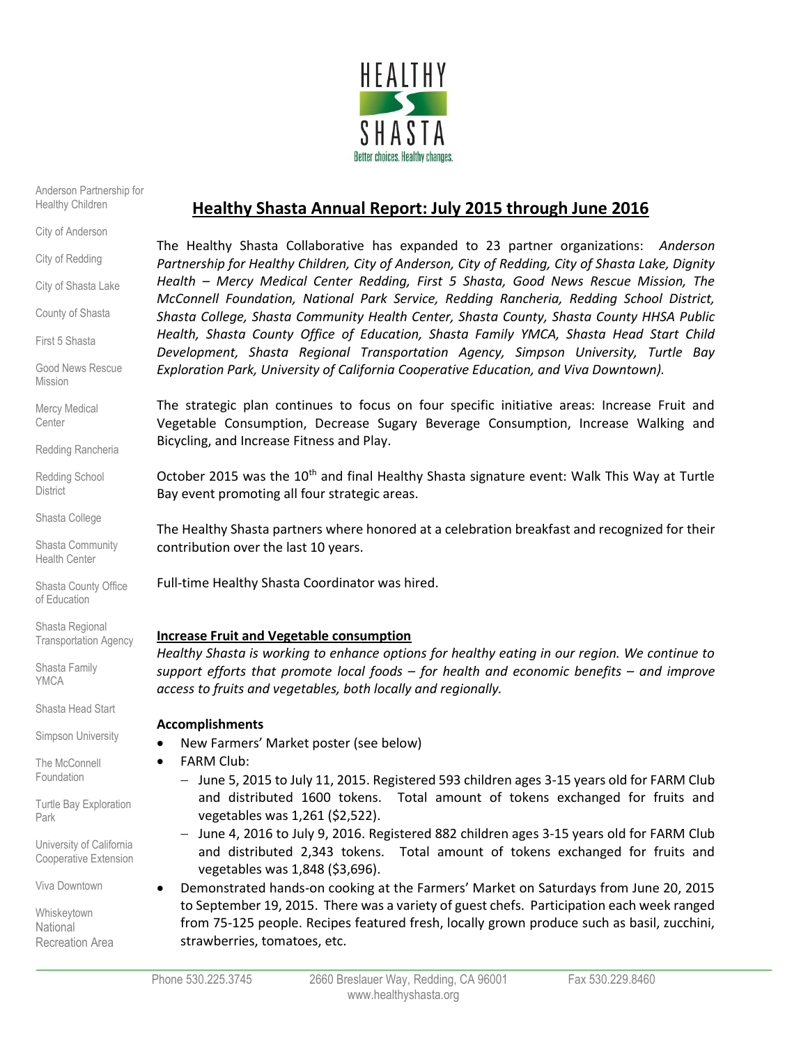HEALTHY SHASTA

Better choices. Healthy changes.

Anderson Partnership for Healthy Children

City of Anderson

City of Redding

City of Shasta Lake

County of Shasta

First 5 Shasta

Good News Rescue Mission

Mercy Medical Center

Redding Rancheria

Redding School District

Shasta College

Shasta Community Health Center

Shasta County Office of Education

Shasta Regional Transportation Agency

Shasta Family YMCA

Shasta Head Start

Simpson University

The McConnell Foundation

Turtle Bay Exploration Park

University of California Cooperative Extension

Viva Downtown

Whiskeytown National Recreation Area

# Healthy Shasta Annual Report: July 2015 through June 2016

The Healthy Shasta Collaborative has expanded to 23 partner organizations: *Anderson Partnership for Healthy Children, City of Anderson, City of Redding, City of Shasta Lake, Dignity Health – Mercy Medical Center Redding, First 5 Shasta, Good News Rescue Mission, The McConnell Foundation, National Park Service, Redding Rancheria, Redding School District, Shasta College, Shasta Community Health Center, Shasta County, Shasta County HHSA Public Health, Shasta County Office of Education, Shasta Family YMCA, Shasta Head Start Child Development, Shasta Regional Transportation Agency, Simpson University, Turtle Bay Exploration Park, University of California Cooperative Education, and Viva Downtown).*

The strategic plan continues to focus on four specific initiative areas: Increase Fruit and Vegetable Consumption, Decrease Sugary Beverage Consumption, Increase Walking and Bicycling, and Increase Fitness and Play.

October 2015 was the 10th and final Healthy Shasta signature event: Walk This Way at Turtle Bay event promoting all four strategic areas.

The Healthy Shasta partners where honored at a celebration breakfast and recognized for their contribution over the last 10 years.

Full-time Healthy Shasta Coordinator was hired.

## Increase Fruit and Vegetable consumption

*Healthy Shasta is working to enhance options for healthy eating in our region. We continue to support efforts that promote local foods – for health and economic benefits – and improve access to fruits and vegetables, both locally and regionally.*

### Accomplishments

- New Farmers' Market poster (see below)
- FARM Club:
  - June 5, 2015 to July 11, 2015. Registered 593 children ages 3-15 years old for FARM Club and distributed 1600 tokens. Total amount of tokens exchanged for fruits and vegetables was 1,261 ($2,522).
  - June 4, 2016 to July 9, 2016. Registered 882 children ages 3-15 years old for FARM Club and distributed 2,343 tokens. Total amount of tokens exchanged for fruits and vegetables was 1,848 ($3,696).
- Demonstrated hands-on cooking at the Farmers' Market on Saturdays from June 20, 2015 to September 19, 2015. There was a variety of guest chefs. Participation each week ranged from 75-125 people. Recipes featured fresh, locally grown produce such as basil, zucchini, strawberries, tomatoes, etc.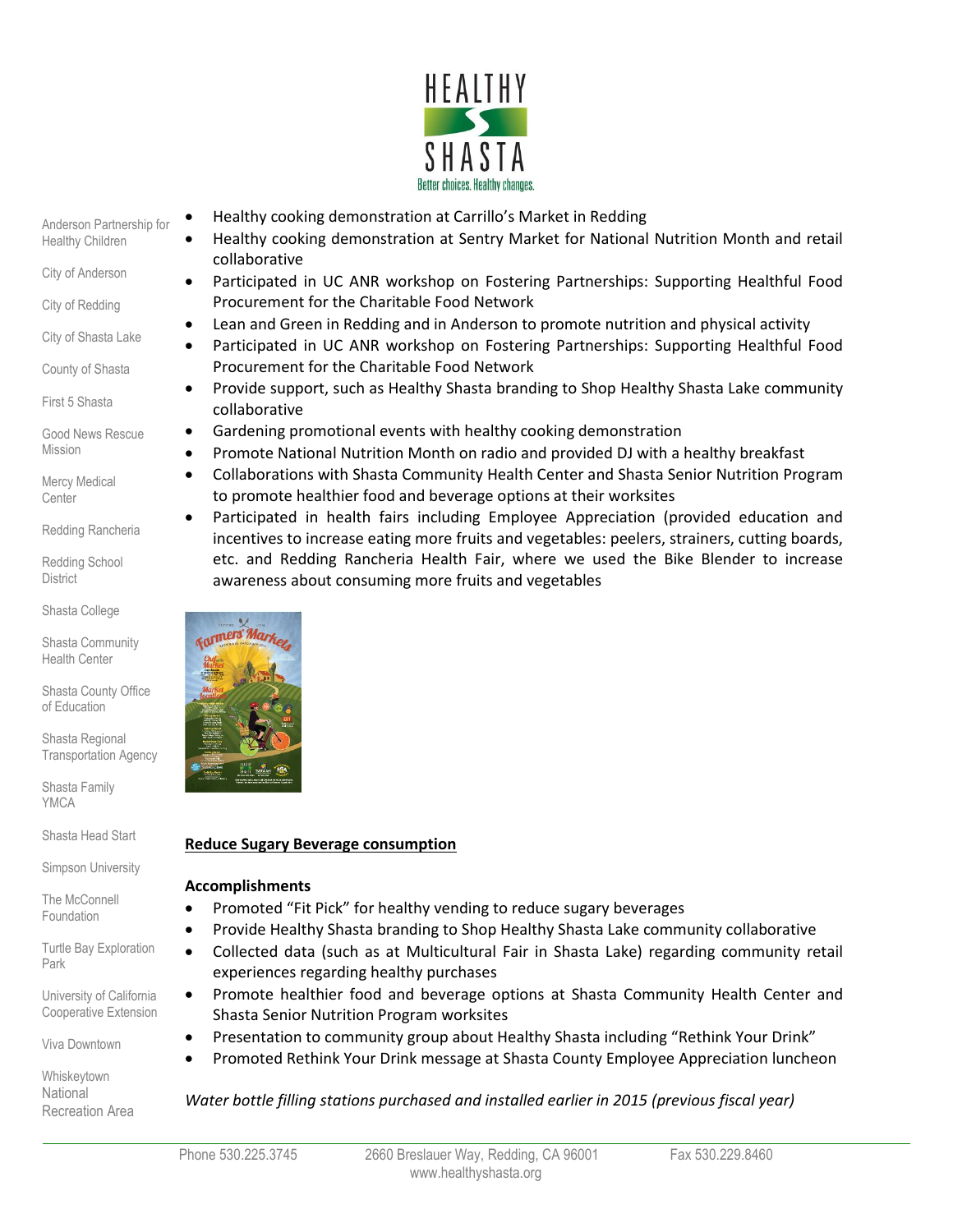- Healthy cooking demonstration at Carrillo's Market in Redding
- Healthy cooking demonstration at Sentry Market for National Nutrition Month and retail collaborative
- Participated in UC ANR workshop on Fostering Partnerships: Supporting Healthful Food Procurement for the Charitable Food Network
- Lean and Green in Redding and in Anderson to promote nutrition and physical activity
- Participated in UC ANR workshop on Fostering Partnerships: Supporting Healthful Food Procurement for the Charitable Food Network
- Provide support, such as Healthy Shasta branding to Shop Healthy Shasta Lake community collaborative
- Gardening promotional events with healthy cooking demonstration
- Promote National Nutrition Month on radio and provided DJ with a healthy breakfast
- Collaborations with Shasta Community Health Center and Shasta Senior Nutrition Program to promote healthier food and beverage options at their worksites
- Participated in health fairs including Employee Appreciation (provided education and incentives to increase eating more fruits and vegetables: peelers, strainers, cutting boards, etc. and Redding Rancheria Health Fair, where we used the Bike Blender to increase awareness about consuming more fruits and vegetables

**Reduce Sugary Beverage consumption**

**Accomplishments**

- Promoted "Fit Pick" for healthy vending to reduce sugary beverages
- Provide Healthy Shasta branding to Shop Healthy Shasta Lake community collaborative
- Collected data (such as at Multicultural Fair in Shasta Lake) regarding community retail experiences regarding healthy purchases
- Promote healthier food and beverage options at Shasta Community Health Center and Shasta Senior Nutrition Program worksites
- Presentation to community group about Healthy Shasta including "Rethink Your Drink"
- Promoted Rethink Your Drink message at Shasta County Employee Appreciation luncheon

*Water bottle filling stations purchased and installed earlier in 2015 (previous fiscal year)*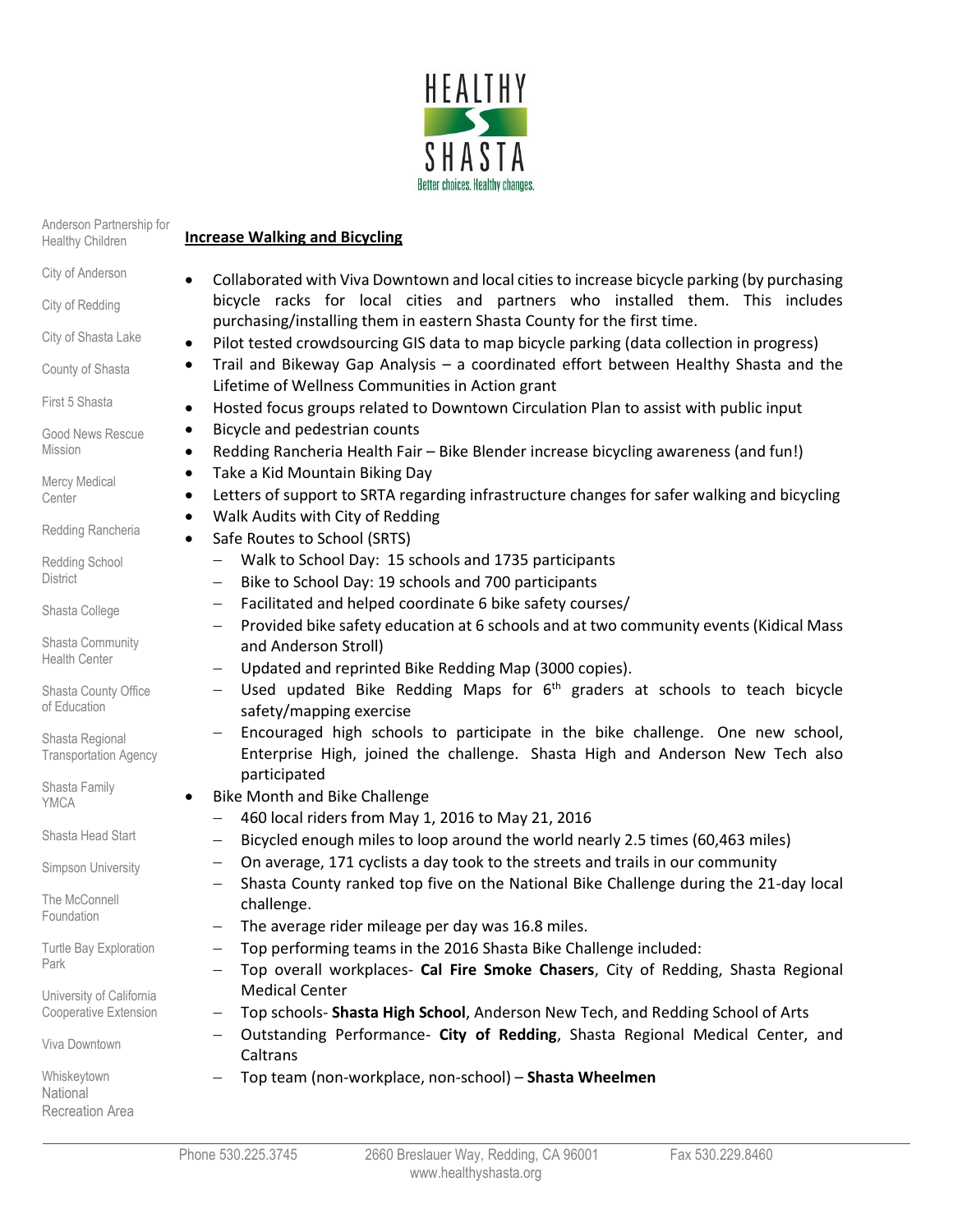## Increase Walking and Bicycling

- Collaborated with Viva Downtown and local cities to increase bicycle parking (by purchasing bicycle racks for local cities and partners who installed them. This includes purchasing/installing them in eastern Shasta County for the first time.
- Pilot tested crowdsourcing GIS data to map bicycle parking (data collection in progress)
- Trail and Bikeway Gap Analysis – a coordinated effort between Healthy Shasta and the Lifetime of Wellness Communities in Action grant
- Hosted focus groups related to Downtown Circulation Plan to assist with public input
- Bicycle and pedestrian counts
- Redding Rancheria Health Fair – Bike Blender increase bicycling awareness (and fun!)
- Take a Kid Mountain Biking Day
- Letters of support to SRTA regarding infrastructure changes for safer walking and bicycling
- Walk Audits with City of Redding
- Safe Routes to School (SRTS)
  - Walk to School Day: 15 schools and 1735 participants
  - Bike to School Day: 19 schools and 700 participants
  - Facilitated and helped coordinate 6 bike safety courses/
  - Provided bike safety education at 6 schools and at two community events (Kidical Mass and Anderson Stroll)
  - Updated and reprinted Bike Redding Map (3000 copies).
  - Used updated Bike Redding Maps for 6th graders at schools to teach bicycle safety/mapping exercise
  - Encouraged high schools to participate in the bike challenge. One new school, Enterprise High, joined the challenge. Shasta High and Anderson New Tech also participated
- Bike Month and Bike Challenge
  - 460 local riders from May 1, 2016 to May 21, 2016
  - Bicycled enough miles to loop around the world nearly 2.5 times (60,463 miles)
  - On average, 171 cyclists a day took to the streets and trails in our community
  - Shasta County ranked top five on the National Bike Challenge during the 21-day local challenge.
  - The average rider mileage per day was 16.8 miles.
  - Top performing teams in the 2016 Shasta Bike Challenge included:
  - Top overall workplaces- **Cal Fire Smoke Chasers**, City of Redding, Shasta Regional Medical Center
  - Top schools- **Shasta High School**, Anderson New Tech, and Redding School of Arts
  - Outstanding Performance- **City of Redding**, Shasta Regional Medical Center, and Caltrans
  - Top team (non-workplace, non-school) – **Shasta Wheelmen**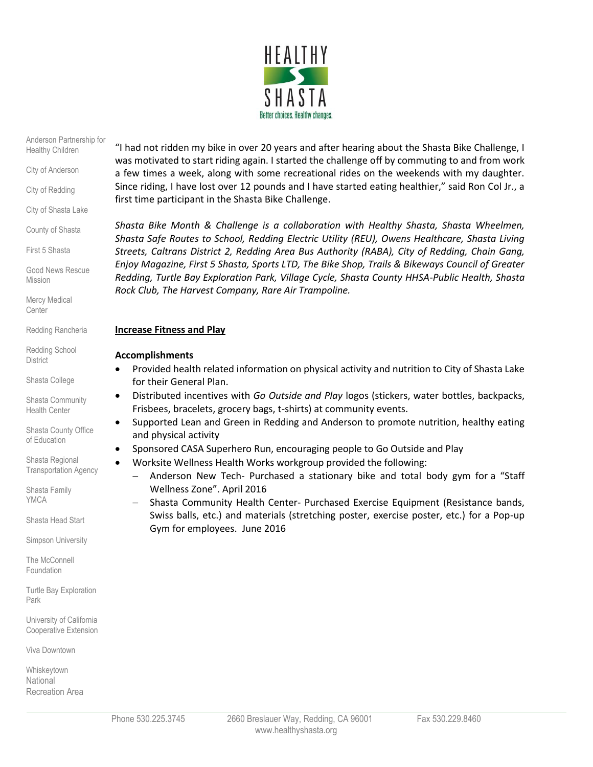"I had not ridden my bike in over 20 years and after hearing about the Shasta Bike Challenge, I was motivated to start riding again. I started the challenge off by commuting to and from work a few times a week, along with some recreational rides on the weekends with my daughter. Since riding, I have lost over 12 pounds and I have started eating healthier," said Ron Col Jr., a first time participant in the Shasta Bike Challenge.

*Shasta Bike Month & Challenge is a collaboration with Healthy Shasta, Shasta Wheelmen, Shasta Safe Routes to School, Redding Electric Utility (REU), Owens Healthcare, Shasta Living Streets, Caltrans District 2, Redding Area Bus Authority (RABA), City of Redding, Chain Gang, Enjoy Magazine, First 5 Shasta, Sports LTD, The Bike Shop, Trails & Bikeways Council of Greater Redding, Turtle Bay Exploration Park, Village Cycle, Shasta County HHSA-Public Health, Shasta Rock Club, The Harvest Company, Rare Air Trampoline.*

**Increase Fitness and Play**

**Accomplishments**

- Provided health related information on physical activity and nutrition to City of Shasta Lake for their General Plan.
- Distributed incentives with *Go Outside and Play* logos (stickers, water bottles, backpacks, Frisbees, bracelets, grocery bags, t-shirts) at community events.
- Supported Lean and Green in Redding and Anderson to promote nutrition, healthy eating and physical activity
- Sponsored CASA Superhero Run, encouraging people to Go Outside and Play
- Worksite Wellness Health Works workgroup provided the following:
  - Anderson New Tech- Purchased a stationary bike and total body gym for a "Staff Wellness Zone". April 2016
  - Shasta Community Health Center- Purchased Exercise Equipment (Resistance bands, Swiss balls, etc.) and materials (stretching poster, exercise poster, etc.) for a Pop-up Gym for employees. June 2016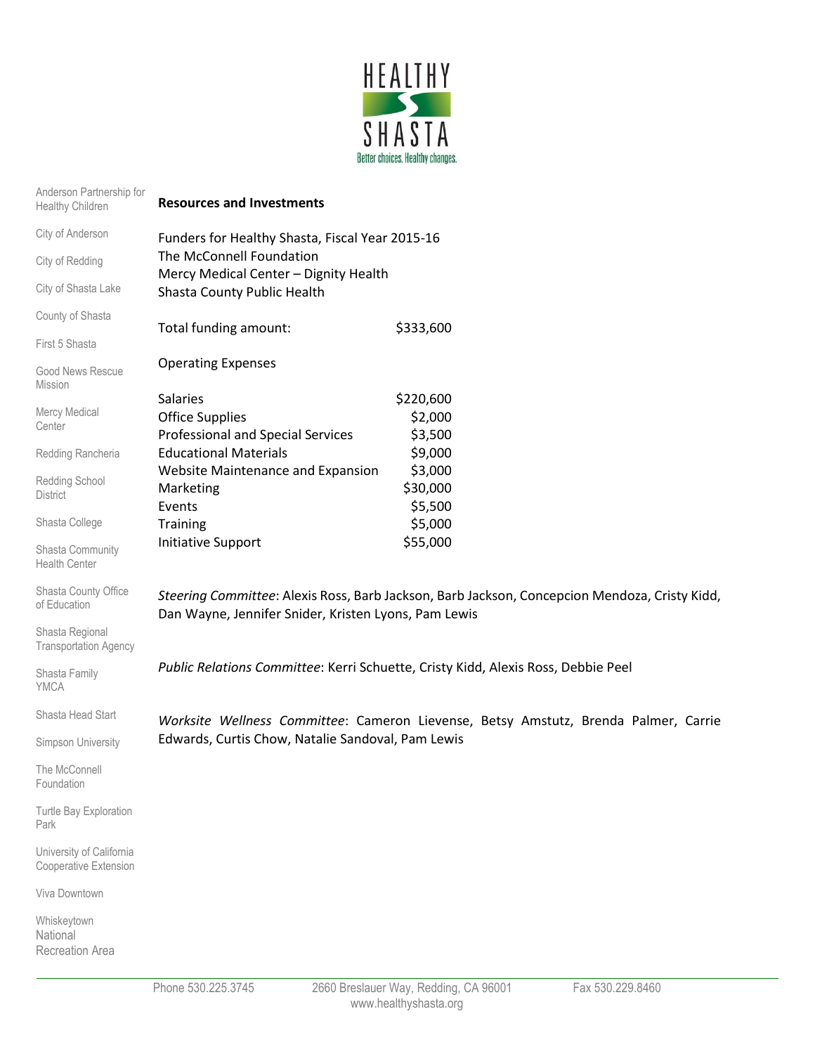HEALTHY SHASTA
Better choices. Healthy changes.

Anderson Partnership for Healthy Children
City of Anderson
City of Redding
City of Shasta Lake
County of Shasta
First 5 Shasta
Good News Rescue Mission
Mercy Medical Center
Redding Rancheria
Redding School District
Shasta College
Shasta Community Health Center
Shasta County Office of Education
Shasta Regional Transportation Agency
Shasta Family YMCA
Shasta Head Start
Simpson University
The McConnell Foundation
Turtle Bay Exploration Park
University of California Cooperative Extension
Viva Downtown
Whiskeytown National Recreation Area

**Resources and Investments**

Funders for Healthy Shasta, Fiscal Year 2015-16
The McConnell Foundation
Mercy Medical Center – Dignity Health
Shasta County Public Health

| | |
|---|---|
| Total funding amount: | $333,600 |

Operating Expenses

| | |
|---|---|
| Salaries | $220,600 |
| Office Supplies | $2,000 |
| Professional and Special Services | $3,500 |
| Educational Materials | $9,000 |
| Website Maintenance and Expansion | $3,000 |
| Marketing | $30,000 |
| Events | $5,500 |
| Training | $5,000 |
| Initiative Support | $55,000 |

*Steering Committee*: Alexis Ross, Barb Jackson, Barb Jackson, Concepcion Mendoza, Cristy Kidd, Dan Wayne, Jennifer Snider, Kristen Lyons, Pam Lewis

*Public Relations Committee*: Kerri Schuette, Cristy Kidd, Alexis Ross, Debbie Peel

*Worksite Wellness Committee*: Cameron Lievense, Betsy Amstutz, Brenda Palmer, Carrie Edwards, Curtis Chow, Natalie Sandoval, Pam Lewis

Phone 530.225.3745 2660 Breslauer Way, Redding, CA 96001 Fax 530.229.8460
www.healthyshasta.org